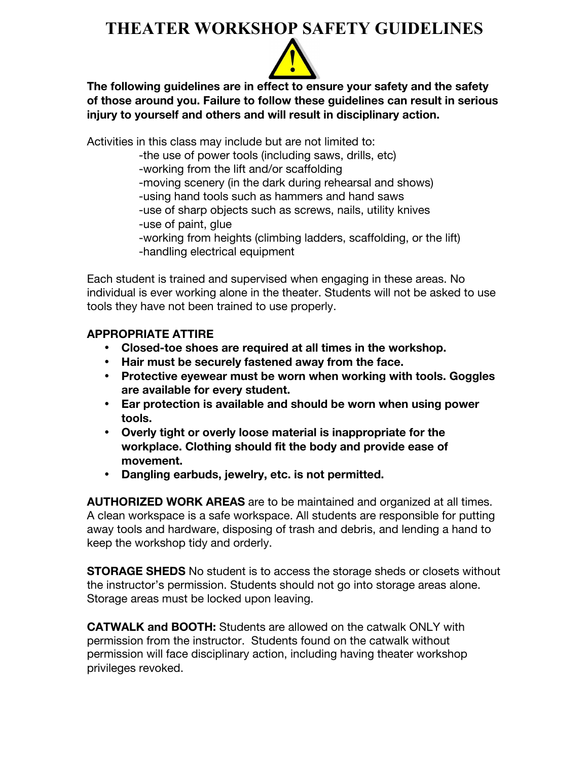# THEATER WORKSHOP SAFETY GUIDELINES

**The following guidelines are in effect to ensure your safety and the safety of those around you. Failure to follow these guidelines can result in serious injury to yourself and others and will result in disciplinary action.**

Activities in this class may include but are not limited to:

-the use of power tools (including saws, drills, etc)
-working from the lift and/or scaffolding
-moving scenery (in the dark during rehearsal and shows)
-using hand tools such as hammers and hand saws
-use of sharp objects such as screws, nails, utility knives
-use of paint, glue
-working from heights (climbing ladders, scaffolding, or the lift)
-handling electrical equipment

Each student is trained and supervised when engaging in these areas. No individual is ever working alone in the theater. Students will not be asked to use tools they have not been trained to use properly.

**APPROPRIATE ATTIRE**

- **Closed-toe shoes are required at all times in the workshop.**
- **Hair must be securely fastened away from the face.**
- **Protective eyewear must be worn when working with tools. Goggles are available for every student.**
- **Ear protection is available and should be worn when using power tools.**
- **Overly tight or overly loose material is inappropriate for the workplace. Clothing should fit the body and provide ease of movement.**
- **Dangling earbuds, jewelry, etc. is not permitted.**

**AUTHORIZED WORK AREAS** are to be maintained and organized at all times. A clean workspace is a safe workspace. All students are responsible for putting away tools and hardware, disposing of trash and debris, and lending a hand to keep the workshop tidy and orderly.

**STORAGE SHEDS** No student is to access the storage sheds or closets without the instructor's permission. Students should not go into storage areas alone. Storage areas must be locked upon leaving.

**CATWALK and BOOTH:** Students are allowed on the catwalk ONLY with permission from the instructor. Students found on the catwalk without permission will face disciplinary action, including having theater workshop privileges revoked.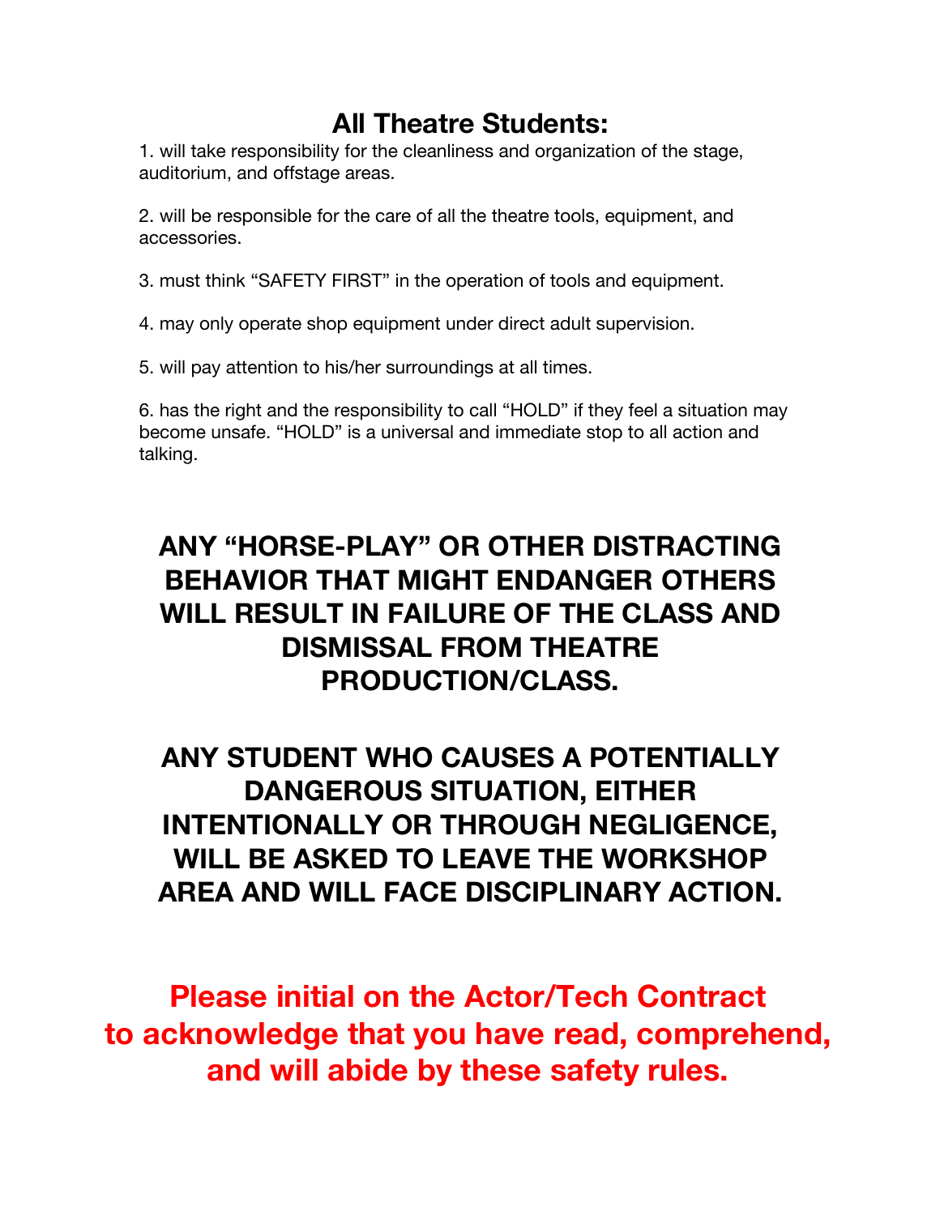## All Theatre Students:

1. will take responsibility for the cleanliness and organization of the stage, auditorium, and offstage areas.

2. will be responsible for the care of all the theatre tools, equipment, and accessories.

3. must think "SAFETY FIRST" in the operation of tools and equipment.

4. may only operate shop equipment under direct adult supervision.

5. will pay attention to his/her surroundings at all times.

6. has the right and the responsibility to call "HOLD" if they feel a situation may become unsafe. "HOLD" is a universal and immediate stop to all action and talking.

**ANY "HORSE-PLAY" OR OTHER DISTRACTING BEHAVIOR THAT MIGHT ENDANGER OTHERS WILL RESULT IN FAILURE OF THE CLASS AND DISMISSAL FROM THEATRE PRODUCTION/CLASS.**

**ANY STUDENT WHO CAUSES A POTENTIALLY DANGEROUS SITUATION, EITHER INTENTIONALLY OR THROUGH NEGLIGENCE, WILL BE ASKED TO LEAVE THE WORKSHOP AREA AND WILL FACE DISCIPLINARY ACTION.**

**Please initial on the Actor/Tech Contract to acknowledge that you have read, comprehend, and will abide by these safety rules.**